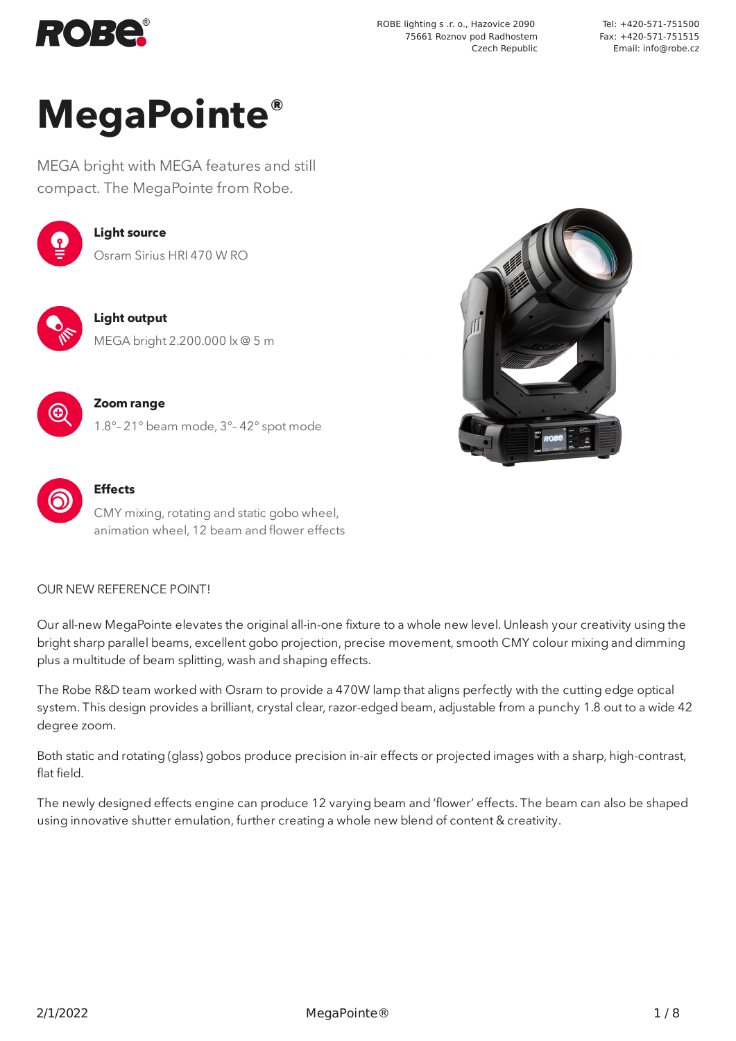ROBE lighting s .r. o., Hazovice 2090
75661 Roznov pod Radhostem
Czech Republic

Tel: +420-571-751500
Fax: +420-571-751515
Email: info@robe.cz

# MegaPointe®

MEGA bright with MEGA features and still compact. The MegaPointe from Robe.

**Light source**
Osram Sirius HRI 470 W RO

**Light output**
MEGA bright 2.200.000 lx @ 5 m

**Zoom range**
1.8°– 21° beam mode, 3°– 42° spot mode

**Effects**
CMY mixing, rotating and static gobo wheel, animation wheel, 12 beam and flower effects

OUR NEW REFERENCE POINT!

Our all-new MegaPointe elevates the original all-in-one fixture to a whole new level. Unleash your creativity using the bright sharp parallel beams, excellent gobo projection, precise movement, smooth CMY colour mixing and dimming plus a multitude of beam splitting, wash and shaping effects.

The Robe R&D team worked with Osram to provide a 470W lamp that aligns perfectly with the cutting edge optical system. This design provides a brilliant, crystal clear, razor-edged beam, adjustable from a punchy 1.8 out to a wide 42 degree zoom.

Both static and rotating (glass) gobos produce precision in-air effects or projected images with a sharp, high-contrast, flat field.

The newly designed effects engine can produce 12 varying beam and 'flower' effects. The beam can also be shaped using innovative shutter emulation, further creating a whole new blend of content & creativity.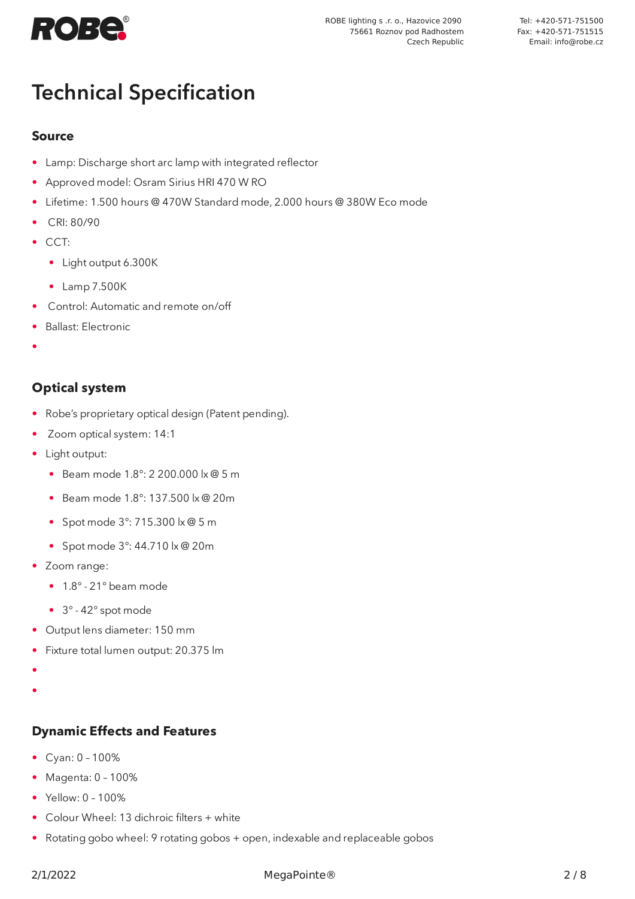# Technical Specification

## Source

- Lamp: Discharge short arc lamp with integrated reflector
- Approved model: Osram Sirius HRI 470 W RO
- Lifetime: 1.500 hours @ 470W Standard mode, 2.000 hours @ 380W Eco mode
- CRI: 80/90
- CCT:
  - Light output 6.300K
  - Lamp 7.500K
- Control: Automatic and remote on/off
- Ballast: Electronic

## Optical system

- Robe's proprietary optical design (Patent pending).
- Zoom optical system: 14:1
- Light output:
  - Beam mode 1.8°: 2 200.000 lx @ 5 m
  - Beam mode 1.8°: 137.500 lx @ 20m
  - Spot mode 3°: 715.300 lx @ 5 m
  - Spot mode 3°: 44.710 lx @ 20m
- Zoom range:
  - 1.8° - 21° beam mode
  - 3° - 42° spot mode
- Output lens diameter: 150 mm
- Fixture total lumen output: 20.375 lm

## Dynamic Effects and Features

- Cyan: 0 – 100%
- Magenta: 0 – 100%
- Yellow: 0 – 100%
- Colour Wheel: 13 dichroic filters + white
- Rotating gobo wheel: 9 rotating gobos + open, indexable and replaceable gobos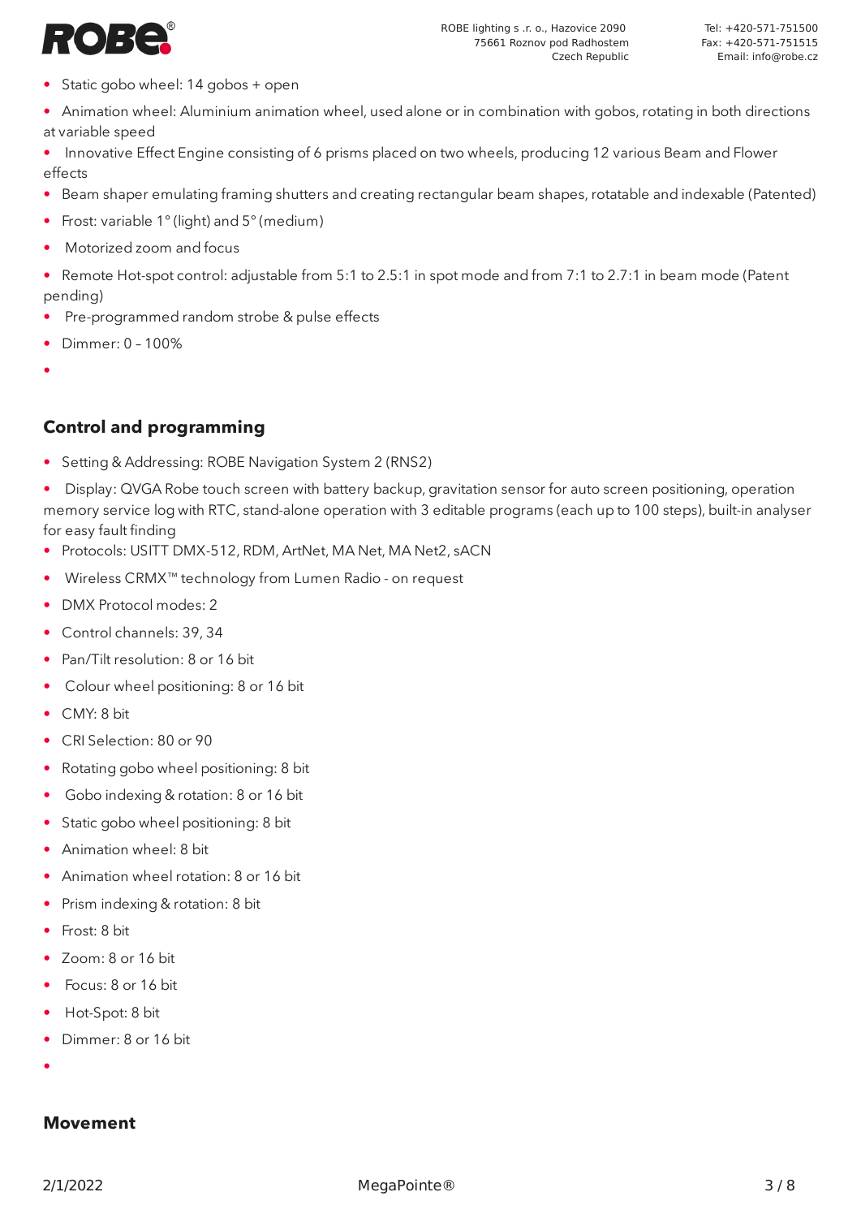- Static gobo wheel: 14 gobos + open
- Animation wheel: Aluminium animation wheel, used alone or in combination with gobos, rotating in both directions at variable speed
- Innovative Effect Engine consisting of 6 prisms placed on two wheels, producing 12 various Beam and Flower effects
- Beam shaper emulating framing shutters and creating rectangular beam shapes, rotatable and indexable (Patented)
- Frost: variable 1° (light) and 5° (medium)
- Motorized zoom and focus
- Remote Hot-spot control: adjustable from 5:1 to 2.5:1 in spot mode and from 7:1 to 2.7:1 in beam mode (Patent pending)
- Pre-programmed random strobe & pulse effects
- Dimmer: 0 – 100%
-

## Control and programming

- Setting & Addressing: ROBE Navigation System 2 (RNS2)
- Display: QVGA Robe touch screen with battery backup, gravitation sensor for auto screen positioning, operation memory service log with RTC, stand-alone operation with 3 editable programs (each up to 100 steps), built-in analyser for easy fault finding
- Protocols: USITT DMX-512, RDM, ArtNet, MA Net, MA Net2, sACN
- Wireless CRMX™ technology from Lumen Radio - on request
- DMX Protocol modes: 2
- Control channels: 39, 34
- Pan/Tilt resolution: 8 or 16 bit
- Colour wheel positioning: 8 or 16 bit
- CMY: 8 bit
- CRI Selection: 80 or 90
- Rotating gobo wheel positioning: 8 bit
- Gobo indexing & rotation: 8 or 16 bit
- Static gobo wheel positioning: 8 bit
- Animation wheel: 8 bit
- Animation wheel rotation: 8 or 16 bit
- Prism indexing & rotation: 8 bit
- Frost: 8 bit
- Zoom: 8 or 16 bit
- Focus: 8 or 16 bit
- Hot-Spot: 8 bit
- Dimmer: 8 or 16 bit
-

## Movement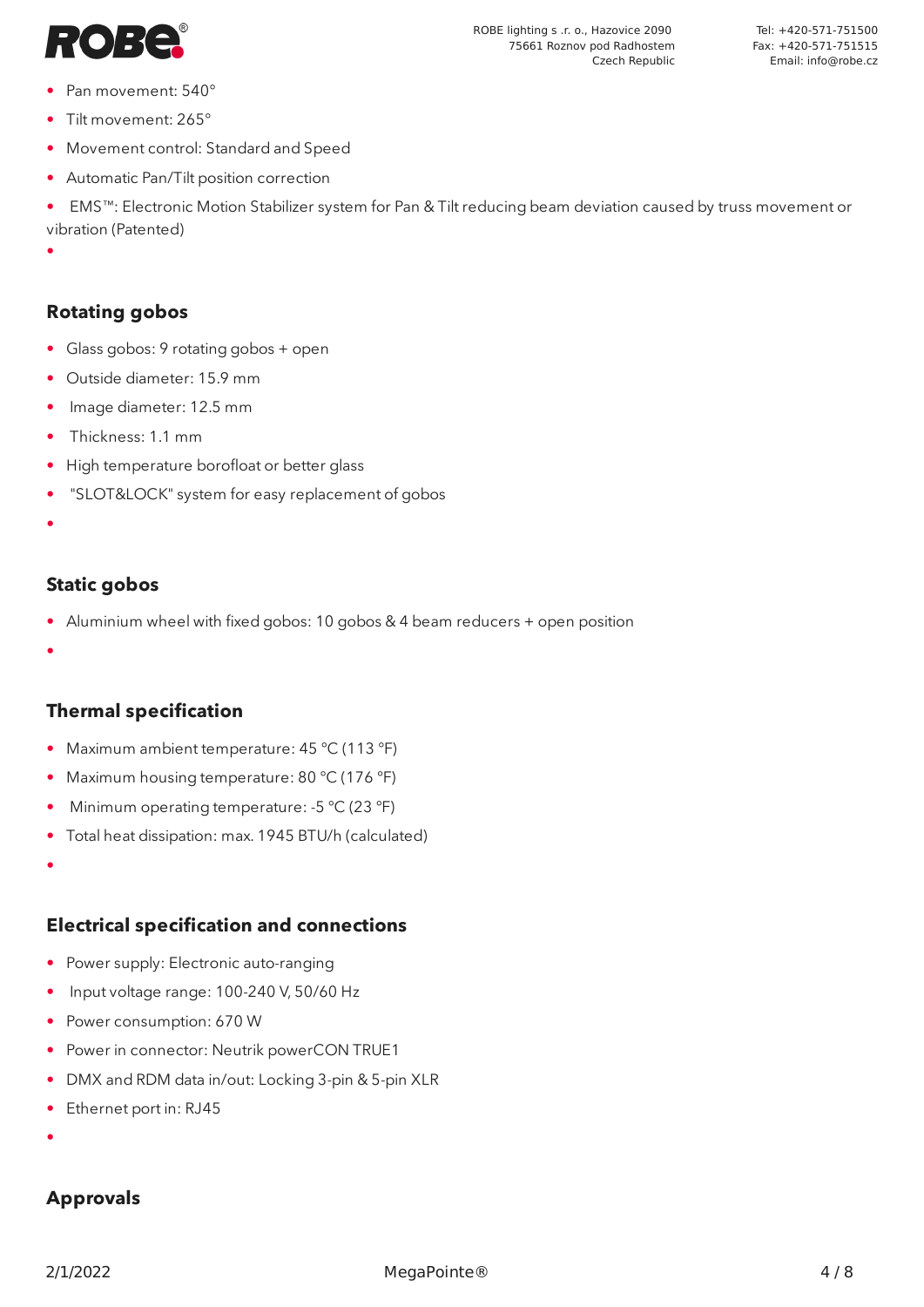- Pan movement: 540°
- Tilt movement: 265°
- Movement control: Standard and Speed
- Automatic Pan/Tilt position correction
- EMS™: Electronic Motion Stabilizer system for Pan & Tilt reducing beam deviation caused by truss movement or vibration (Patented)

## Rotating gobos

- Glass gobos: 9 rotating gobos + open
- Outside diameter: 15.9 mm
- Image diameter: 12.5 mm
- Thickness: 1.1 mm
- High temperature borofloat or better glass
- "SLOT&LOCK" system for easy replacement of gobos

## Static gobos

- Aluminium wheel with fixed gobos: 10 gobos & 4 beam reducers + open position

## Thermal specification

- Maximum ambient temperature: 45 °C (113 °F)
- Maximum housing temperature: 80 °C (176 °F)
- Minimum operating temperature: -5 °C (23 °F)
- Total heat dissipation: max. 1945 BTU/h (calculated)

## Electrical specification and connections

- Power supply: Electronic auto-ranging
- Input voltage range: 100-240 V, 50/60 Hz
- Power consumption: 670 W
- Power in connector: Neutrik powerCON TRUE1
- DMX and RDM data in/out: Locking 3-pin & 5-pin XLR
- Ethernet port in: RJ45

## Approvals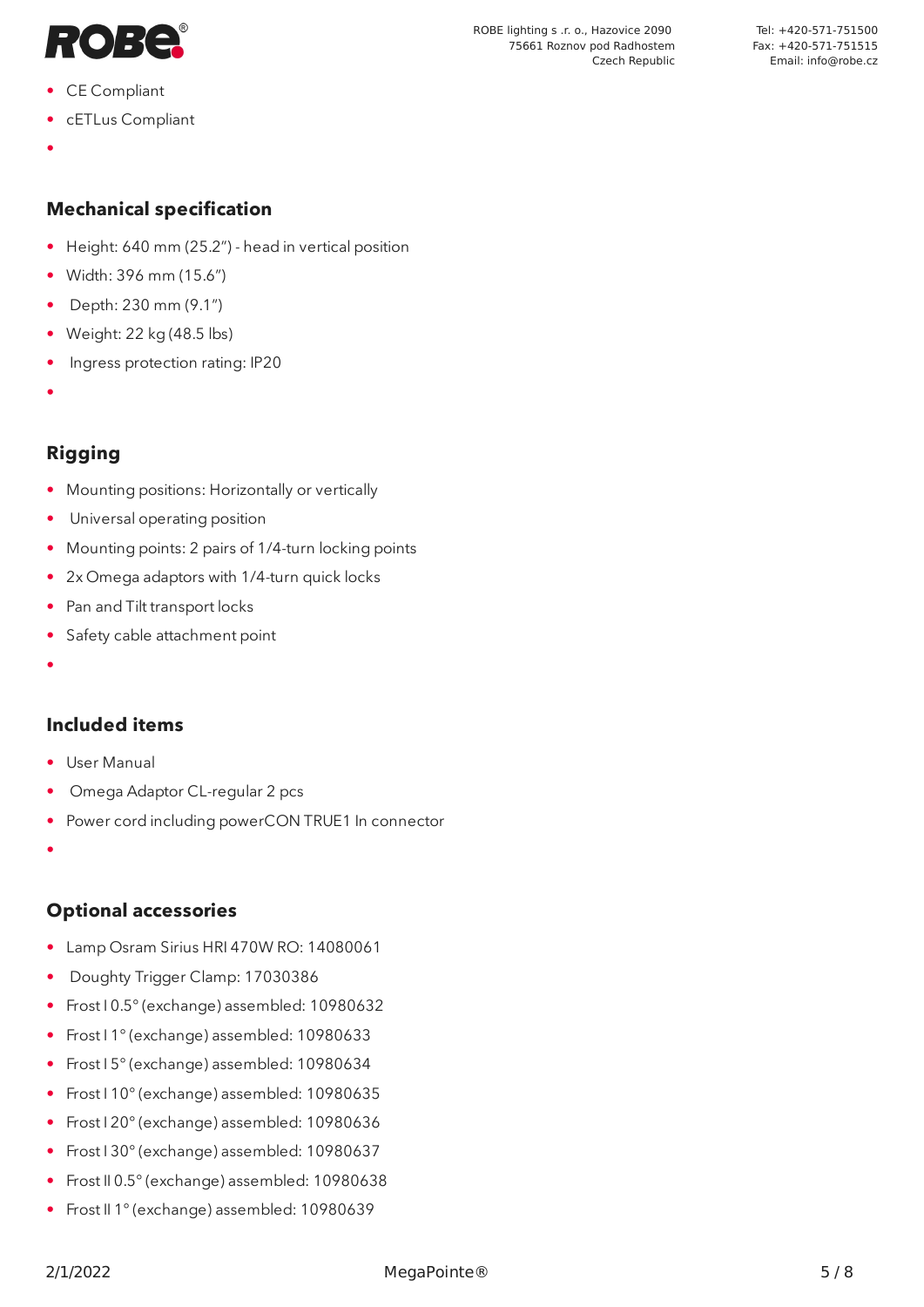- CE Compliant
- cETLus Compliant

## Mechanical specification

- Height: 640 mm (25.2") - head in vertical position
- Width: 396 mm (15.6")
- Depth: 230 mm (9.1")
- Weight: 22 kg (48.5 lbs)
- Ingress protection rating: IP20

## Rigging

- Mounting positions: Horizontally or vertically
- Universal operating position
- Mounting points: 2 pairs of 1/4-turn locking points
- 2x Omega adaptors with 1/4-turn quick locks
- Pan and Tilt transport locks
- Safety cable attachment point

## Included items

- User Manual
- Omega Adaptor CL-regular 2 pcs
- Power cord including powerCON TRUE1 In connector

## Optional accessories

- Lamp Osram Sirius HRI 470W RO: 14080061
- Doughty Trigger Clamp: 17030386
- Frost I 0.5° (exchange) assembled: 10980632
- Frost I 1° (exchange) assembled: 10980633
- Frost I 5° (exchange) assembled: 10980634
- Frost I 10° (exchange) assembled: 10980635
- Frost I 20° (exchange) assembled: 10980636
- Frost I 30° (exchange) assembled: 10980637
- Frost II 0.5° (exchange) assembled: 10980638
- Frost II 1° (exchange) assembled: 10980639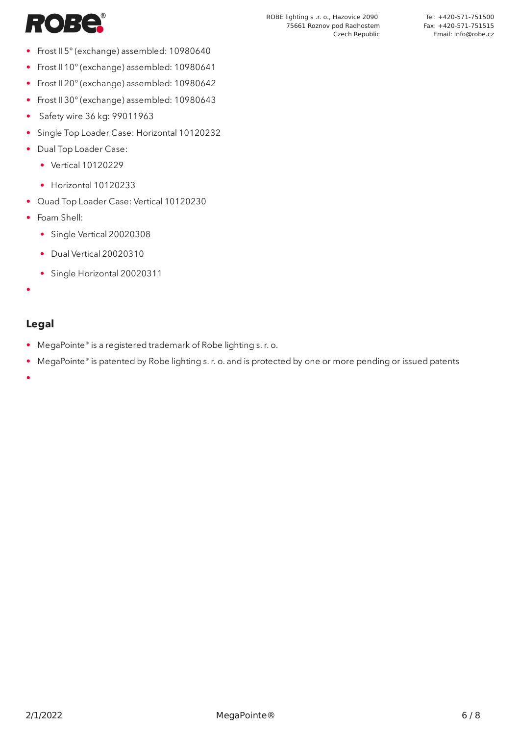- Frost II 5° (exchange) assembled: 10980640
- Frost II 10° (exchange) assembled: 10980641
- Frost II 20° (exchange) assembled: 10980642
- Frost II 30° (exchange) assembled: 10980643
- Safety wire 36 kg: 99011963
- Single Top Loader Case: Horizontal 10120232
- Dual Top Loader Case:
  - Vertical 10120229
  - Horizontal 10120233
- Quad Top Loader Case: Vertical 10120230
- Foam Shell:
  - Single Vertical 20020308
  - Dual Vertical 20020310
  - Single Horizontal 20020311

## Legal

- MegaPointe® is a registered trademark of Robe lighting s. r. o.
- MegaPointe® is patented by Robe lighting s. r. o. and is protected by one or more pending or issued patents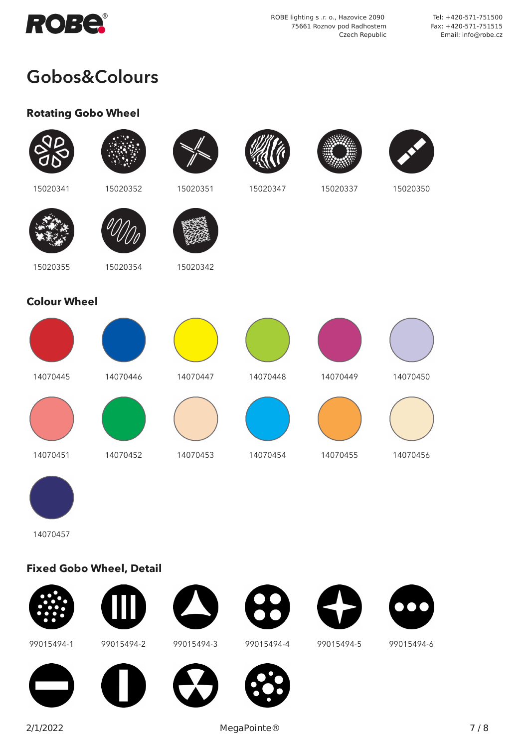## Gobos&Colours

### Rotating Gobo Wheel

15020341 15020352 15020351 15020347 15020337 15020350

15020355 15020354 15020342

### Colour Wheel

14070445 14070446 14070447 14070448 14070449 14070450

14070451 14070452 14070453 14070454 14070455 14070456

14070457

### Fixed Gobo Wheel, Detail

99015494-1 99015494-2 99015494-3 99015494-4 99015494-5 99015494-6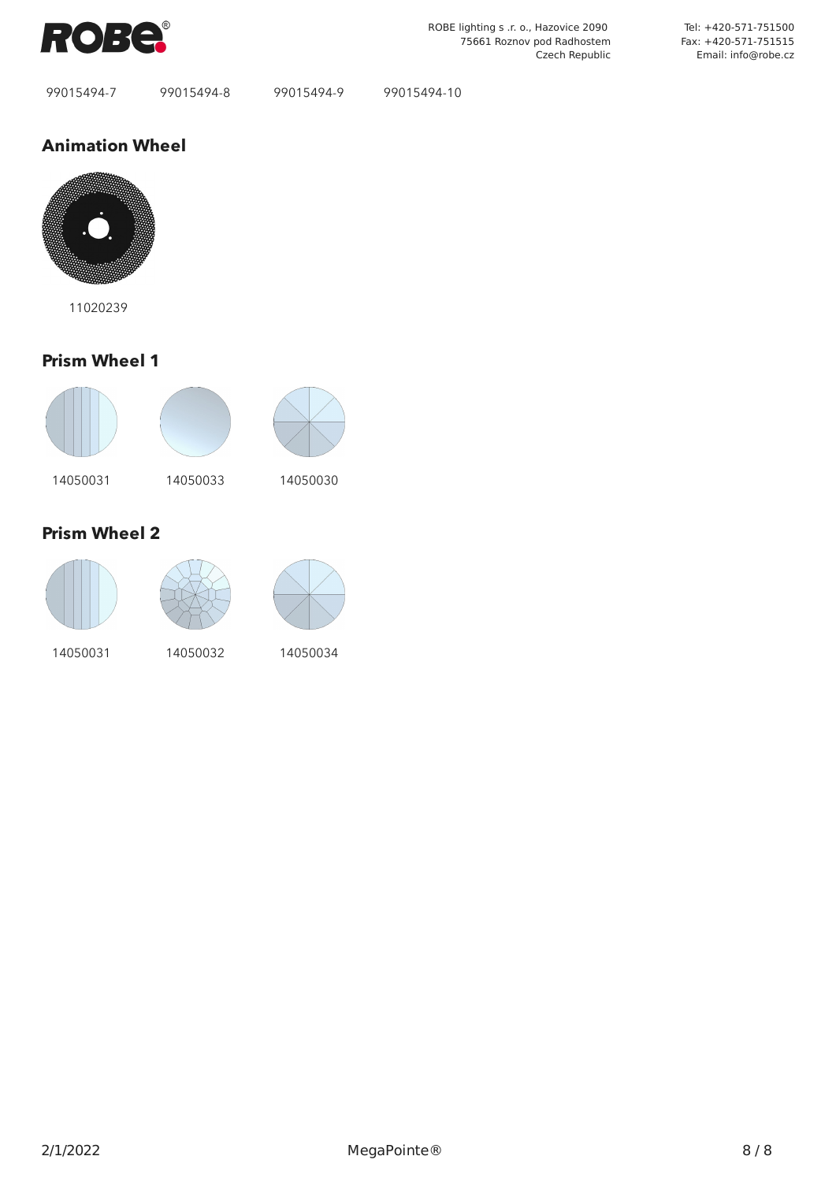99015494-7 99015494-8 99015494-9 99015494-10

## Animation Wheel

11020239

## Prism Wheel 1

14050031 14050033 14050030

## Prism Wheel 2

14050031 14050032 14050034